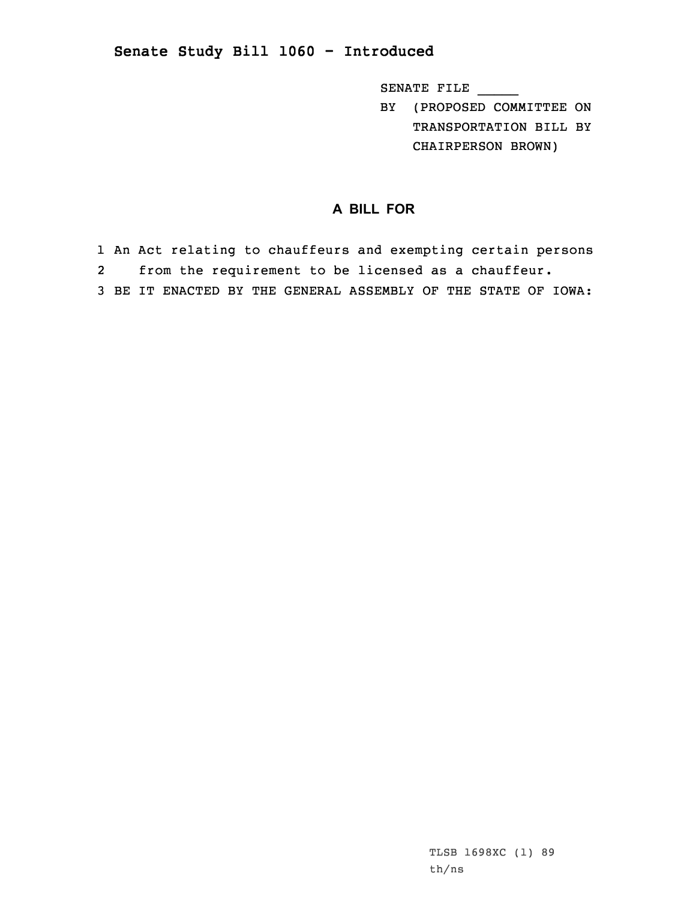## Senate Study Bill 1060 - Introduced

SENATE FILE _____

BY (PROPOSED COMMITTEE ON TRANSPORTATION BILL BY CHAIRPERSON BROWN)

### A BILL FOR

1 An Act relating to chauffeurs and exempting certain persons
2 from the requirement to be licensed as a chauffeur.
3 BE IT ENACTED BY THE GENERAL ASSEMBLY OF THE STATE OF IOWA:

TLSB 1698XC (1) 89
th/ns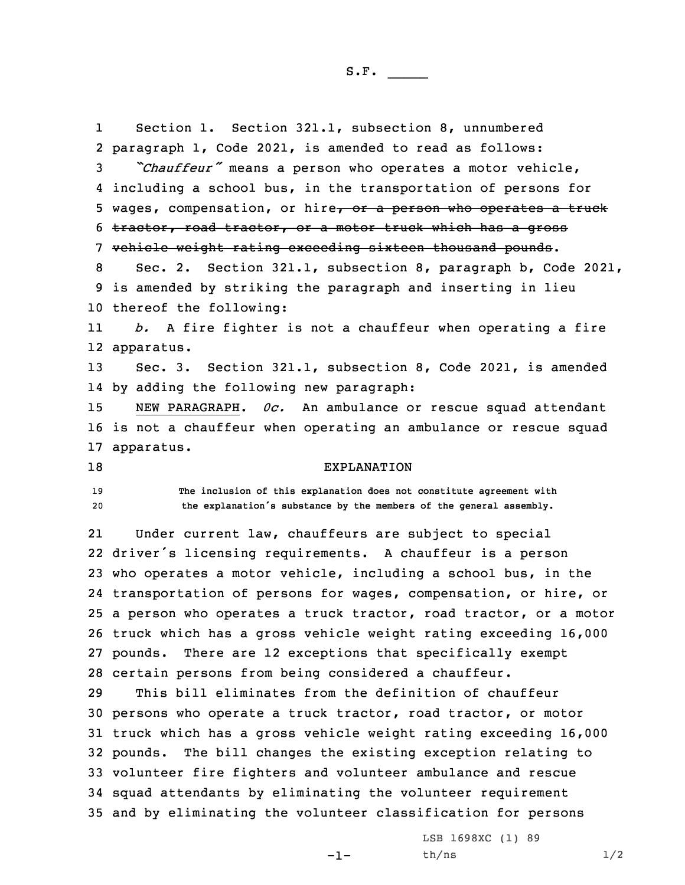S.F. _____

Section 1. Section 321.1, subsection 8, unnumbered paragraph 1, Code 2021, is amended to read as follows:

*"Chauffeur"* means a person who operates a motor vehicle, including a school bus, in the transportation of persons for wages, compensation, or hire~~, or a person who operates a truck tractor, road tractor, or a motor truck which has a gross vehicle weight rating exceeding sixteen thousand pounds~~.

Sec. 2. Section 321.1, subsection 8, paragraph b, Code 2021, is amended by striking the paragraph and inserting in lieu thereof the following:

*b.* A fire fighter is not a chauffeur when operating a fire apparatus.

Sec. 3. Section 321.1, subsection 8, Code 2021, is amended by adding the following new paragraph:

NEW PARAGRAPH. *0c.* An ambulance or rescue squad attendant is not a chauffeur when operating an ambulance or rescue squad apparatus.

EXPLANATION

The inclusion of this explanation does not constitute agreement with the explanation's substance by the members of the general assembly.

Under current law, chauffeurs are subject to special driver's licensing requirements. A chauffeur is a person who operates a motor vehicle, including a school bus, in the transportation of persons for wages, compensation, or hire, or a person who operates a truck tractor, road tractor, or a motor truck which has a gross vehicle weight rating exceeding 16,000 pounds. There are 12 exceptions that specifically exempt certain persons from being considered a chauffeur.

This bill eliminates from the definition of chauffeur persons who operate a truck tractor, road tractor, or motor truck which has a gross vehicle weight rating exceeding 16,000 pounds. The bill changes the existing exception relating to volunteer fire fighters and volunteer ambulance and rescue squad attendants by eliminating the volunteer requirement and by eliminating the volunteer classification for persons

LSB 1698XC (1) 89
th/ns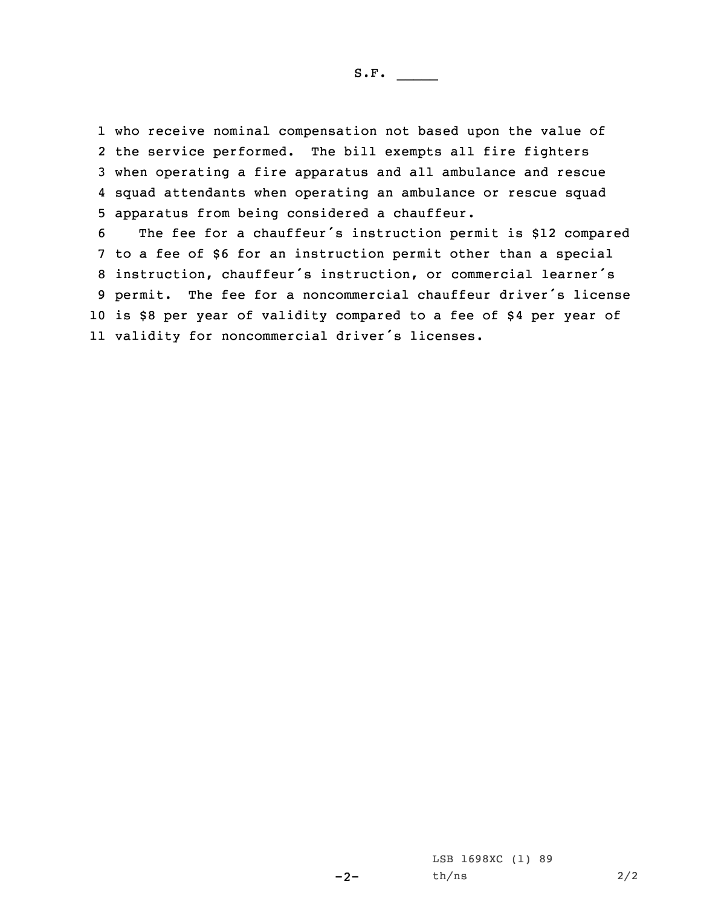who receive nominal compensation not based upon the value of the service performed. The bill exempts all fire fighters when operating a fire apparatus and all ambulance and rescue squad attendants when operating an ambulance or rescue squad apparatus from being considered a chauffeur.

The fee for a chauffeur's instruction permit is $12 compared to a fee of $6 for an instruction permit other than a special instruction, chauffeur's instruction, or commercial learner's permit. The fee for a noncommercial chauffeur driver's license is $8 per year of validity compared to a fee of $4 per year of validity for noncommercial driver's licenses.